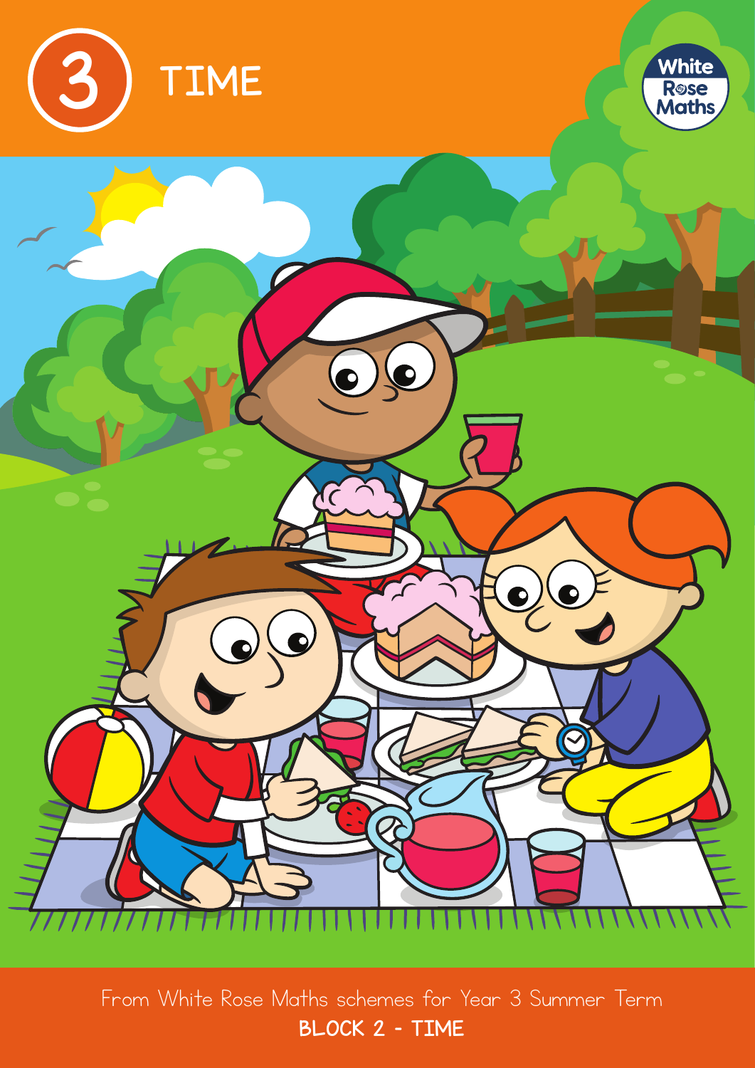# 3 TIME

White Rose Maths

From White Rose Maths schemes for Year 3 Summer Term

**BLOCK 2 - TIME**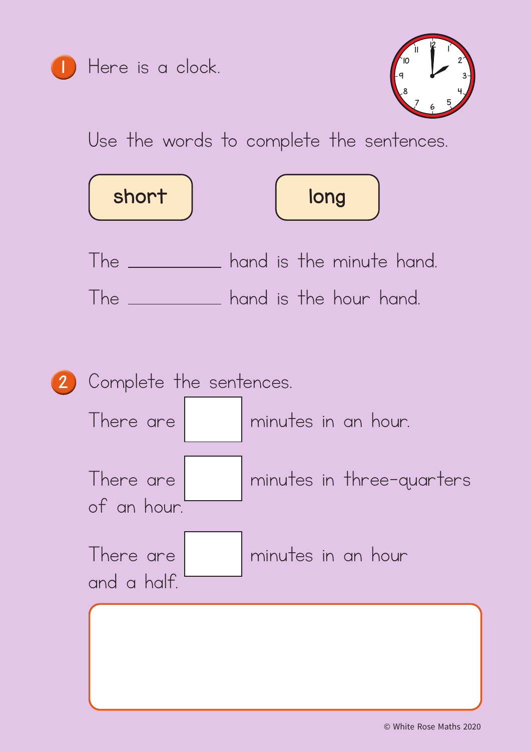1. Here is a clock.

Use the words to complete the sentences.

**short** **long**

The __________ hand is the minute hand.

The __________ hand is the hour hand.

2. Complete the sentences.

There are [ ] minutes in an hour.

There are [ ] minutes in three-quarters of an hour.

There are [ ] minutes in an hour and a half.

© White Rose Maths 2020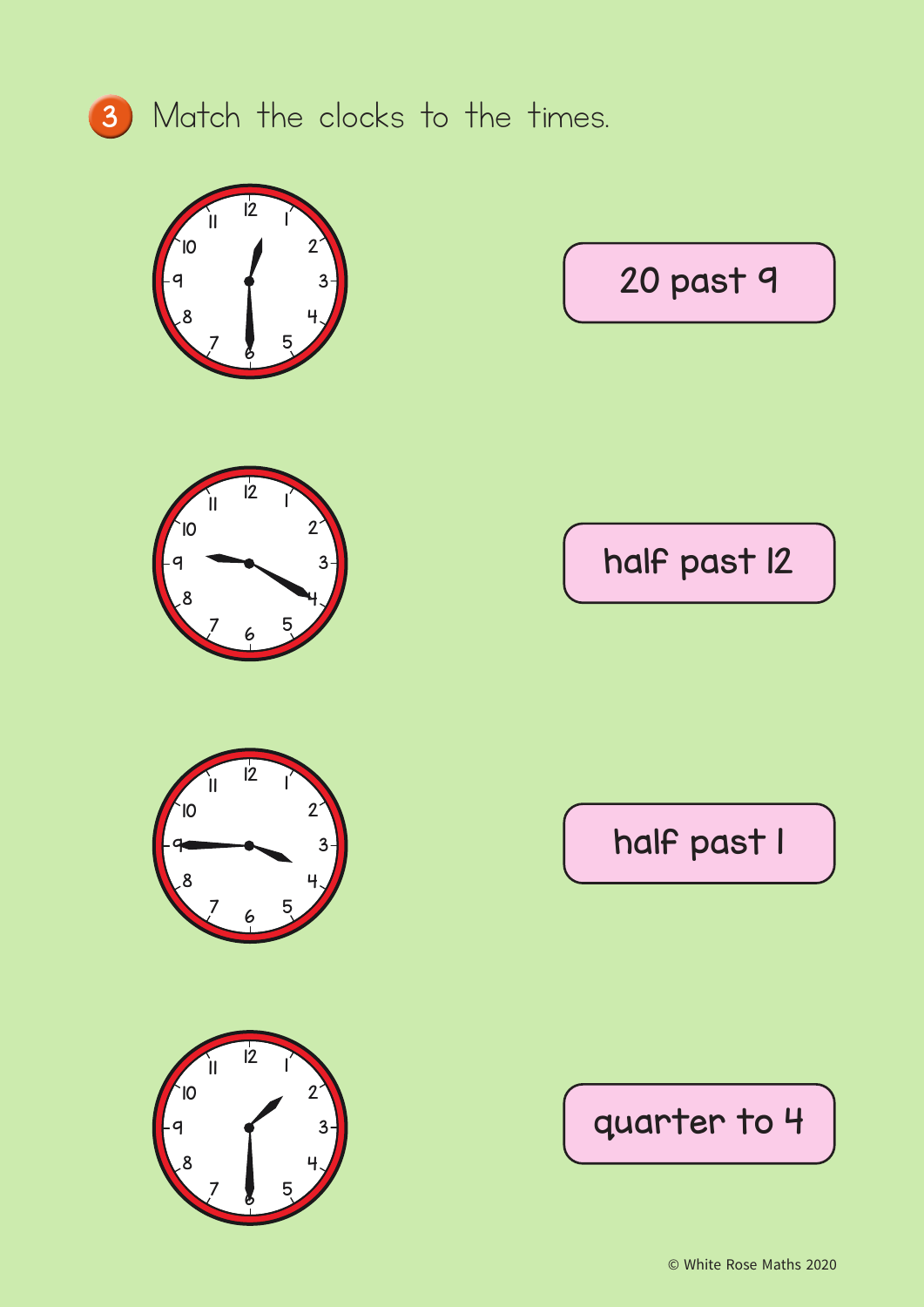3 Match the clocks to the times.

20 past 9

half past 12

half past 1

quarter to 4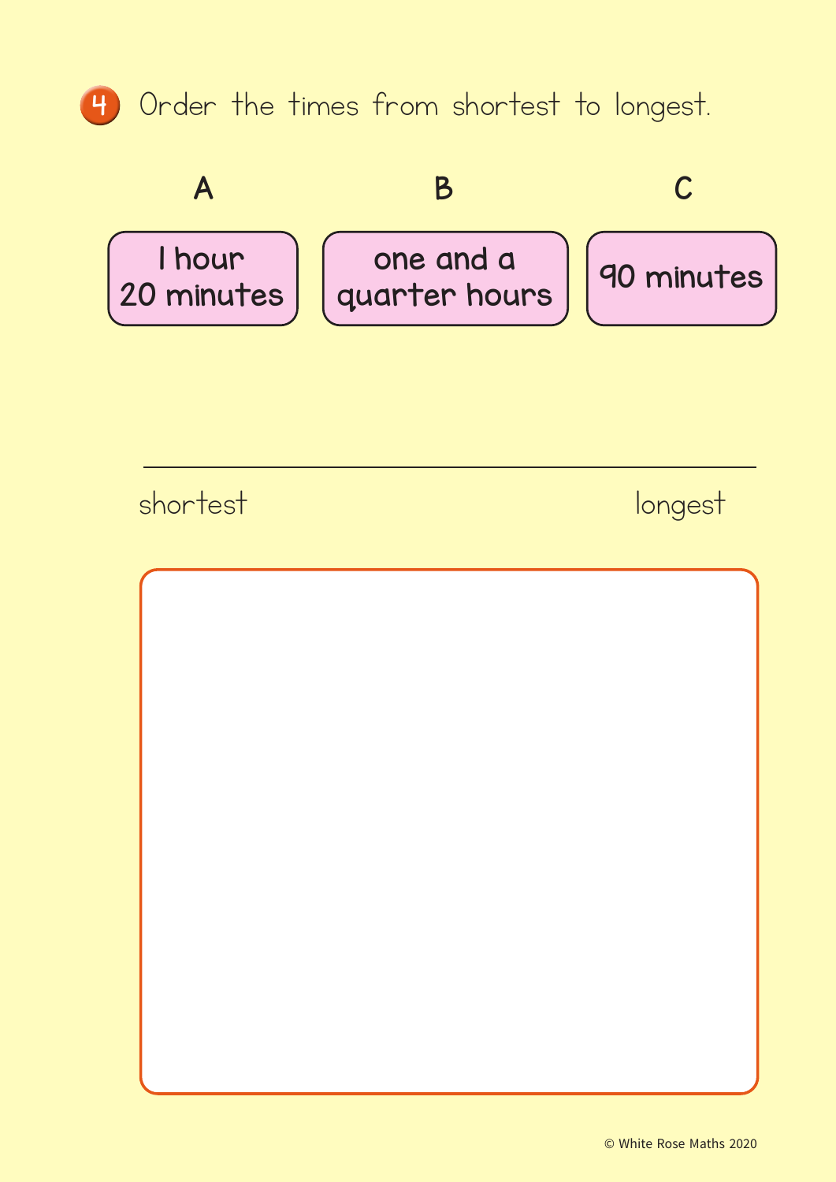4. Order the times from shortest to longest.

| A | B | C |
| --- | --- | --- |
| 1 hour 20 minutes | one and a quarter hours | 90 minutes |

______________________________________________

shortest                                                                 longest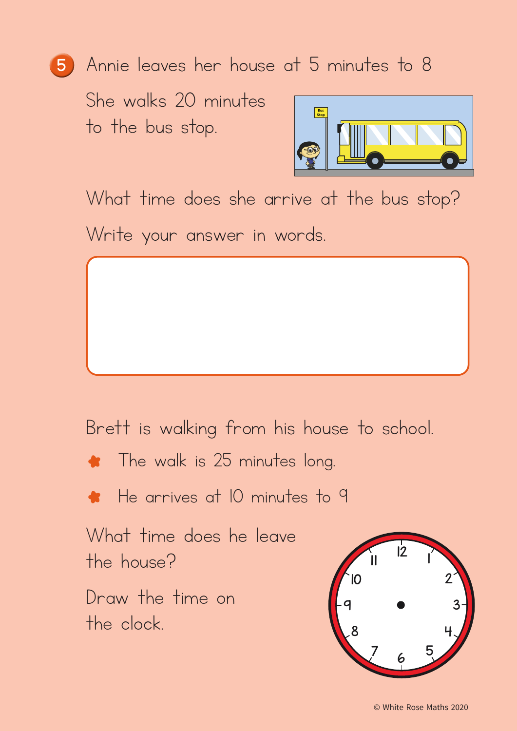**5** Annie leaves her house at 5 minutes to 8

She walks 20 minutes to the bus stop.

What time does she arrive at the bus stop?

Write your answer in words.

Brett is walking from his house to school.

- The walk is 25 minutes long.
- He arrives at 10 minutes to 9

What time does he leave the house?

Draw the time on the clock.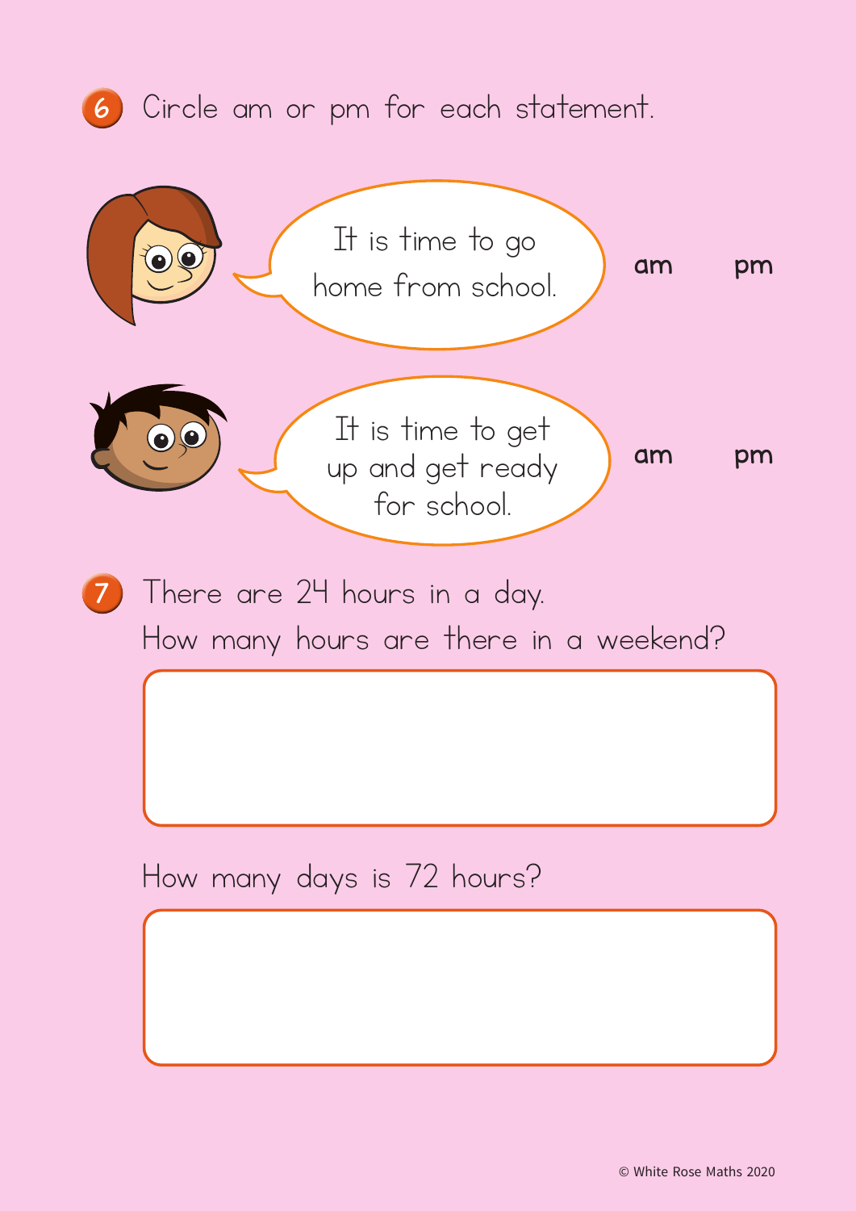**6** Circle am or pm for each statement.

It is time to go home from school. — am pm

It is time to get up and get ready for school. — am pm

**7** There are 24 hours in a day.

How many hours are there in a weekend?

How many days is 72 hours?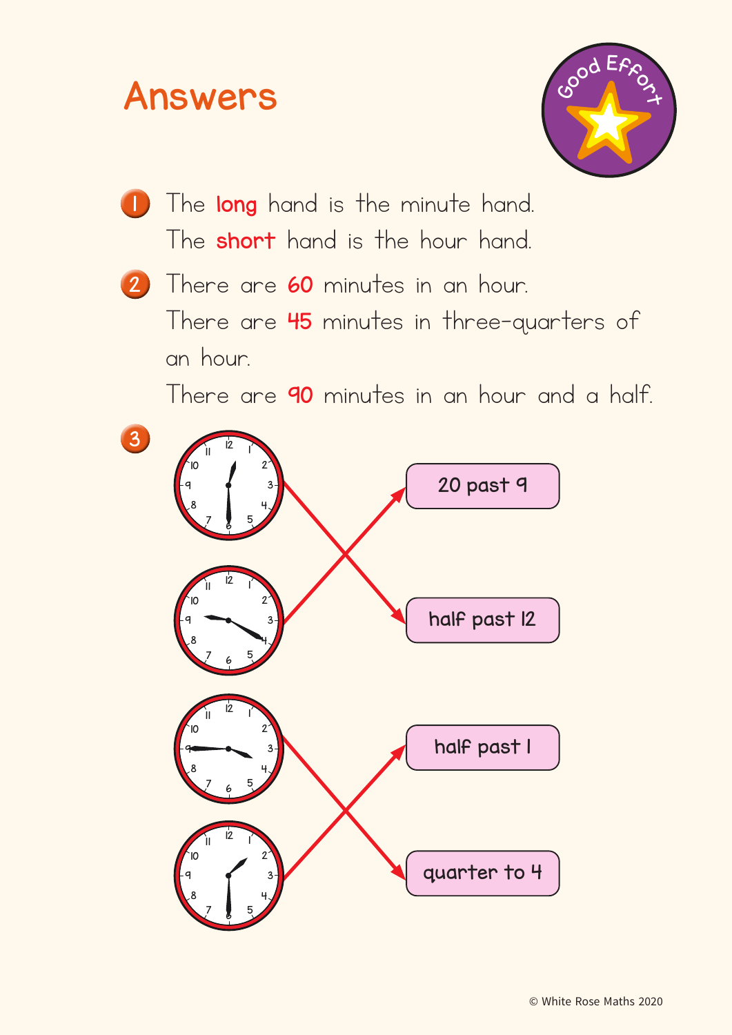# Answers

Good Effort

1. The **long** hand is the minute hand.
   The **short** hand is the hour hand.

2. There are **60** minutes in an hour.
   There are **45** minutes in three-quarters of an hour.
   There are **90** minutes in an hour and a half.

3. 

20 past 9

half past 12

half past 1

quarter to 4

© White Rose Maths 2020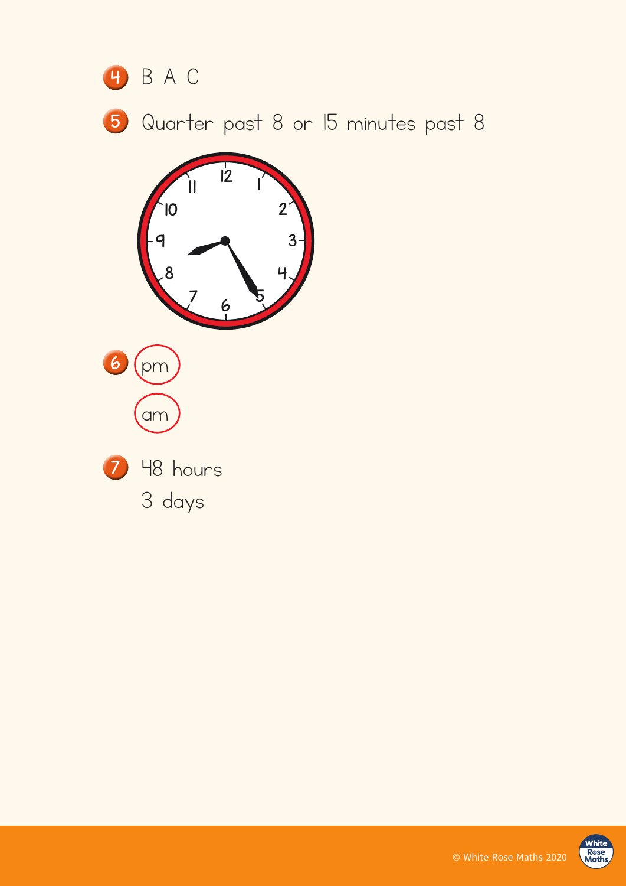4. B A C

5. Quarter past 8 or 15 minutes past 8

12
11
1
10
2
9
3
8
4
7
6
5

6. pm

   am

7. 48 hours

   3 days